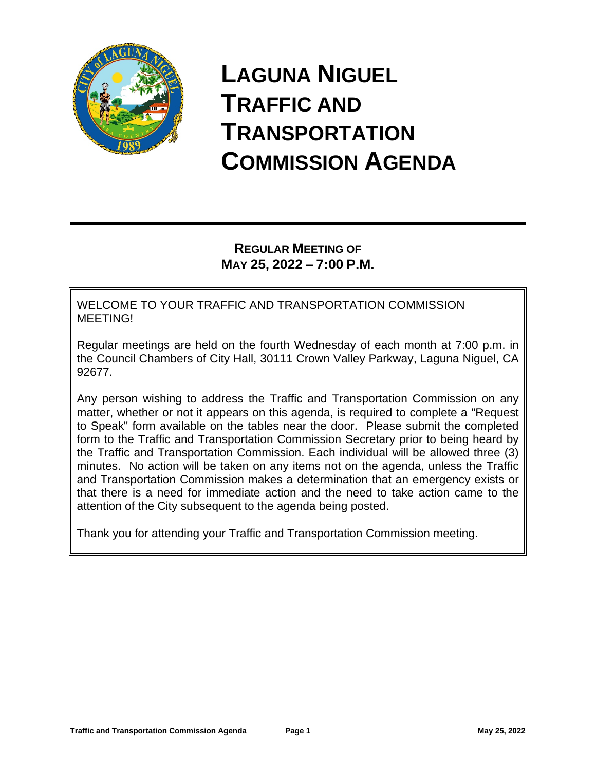# LAGUNA NIGUEL TRAFFIC AND TRANSPORTATION COMMISSION AGENDA

**REGULAR MEETING OF**
**MAY 25, 2022 – 7:00 P.M.**

WELCOME TO YOUR TRAFFIC AND TRANSPORTATION COMMISSION MEETING!

Regular meetings are held on the fourth Wednesday of each month at 7:00 p.m. in the Council Chambers of City Hall, 30111 Crown Valley Parkway, Laguna Niguel, CA 92677.

Any person wishing to address the Traffic and Transportation Commission on any matter, whether or not it appears on this agenda, is required to complete a "Request to Speak" form available on the tables near the door. Please submit the completed form to the Traffic and Transportation Commission Secretary prior to being heard by the Traffic and Transportation Commission. Each individual will be allowed three (3) minutes. No action will be taken on any items not on the agenda, unless the Traffic and Transportation Commission makes a determination that an emergency exists or that there is a need for immediate action and the need to take action came to the attention of the City subsequent to the agenda being posted.

Thank you for attending your Traffic and Transportation Commission meeting.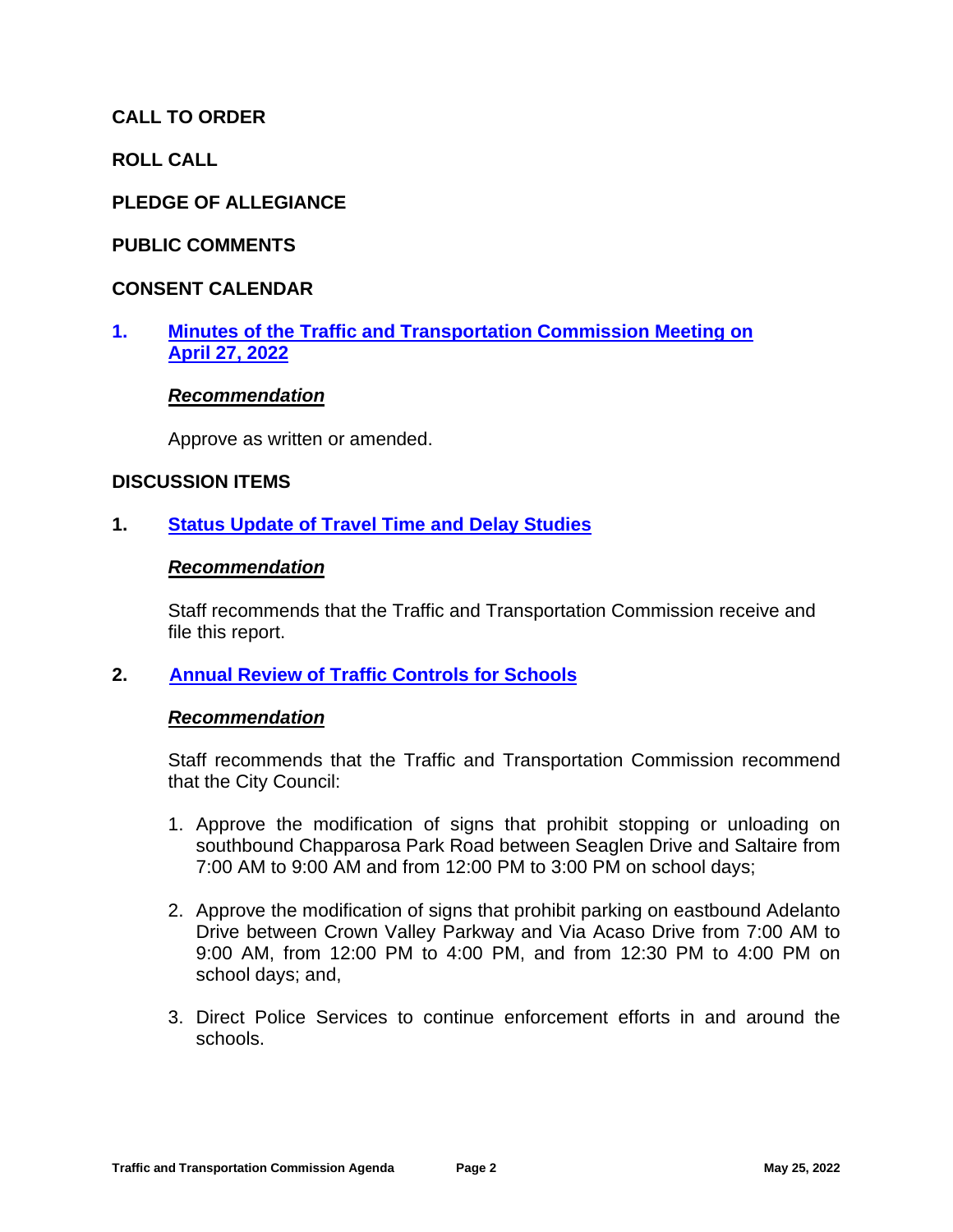**CALL TO ORDER**

**ROLL CALL**

**PLEDGE OF ALLEGIANCE**

**PUBLIC COMMENTS**

**CONSENT CALENDAR**

**1. Minutes of the Traffic and Transportation Commission Meeting on April 27, 2022**

***Recommendation***

Approve as written or amended.

**DISCUSSION ITEMS**

**1. Status Update of Travel Time and Delay Studies**

***Recommendation***

Staff recommends that the Traffic and Transportation Commission receive and file this report.

**2. Annual Review of Traffic Controls for Schools**

***Recommendation***

Staff recommends that the Traffic and Transportation Commission recommend that the City Council:

1. Approve the modification of signs that prohibit stopping or unloading on southbound Chapparosa Park Road between Seaglen Drive and Saltaire from 7:00 AM to 9:00 AM and from 12:00 PM to 3:00 PM on school days;

2. Approve the modification of signs that prohibit parking on eastbound Adelanto Drive between Crown Valley Parkway and Via Acaso Drive from 7:00 AM to 9:00 AM, from 12:00 PM to 4:00 PM, and from 12:30 PM to 4:00 PM on school days; and,

3. Direct Police Services to continue enforcement efforts in and around the schools.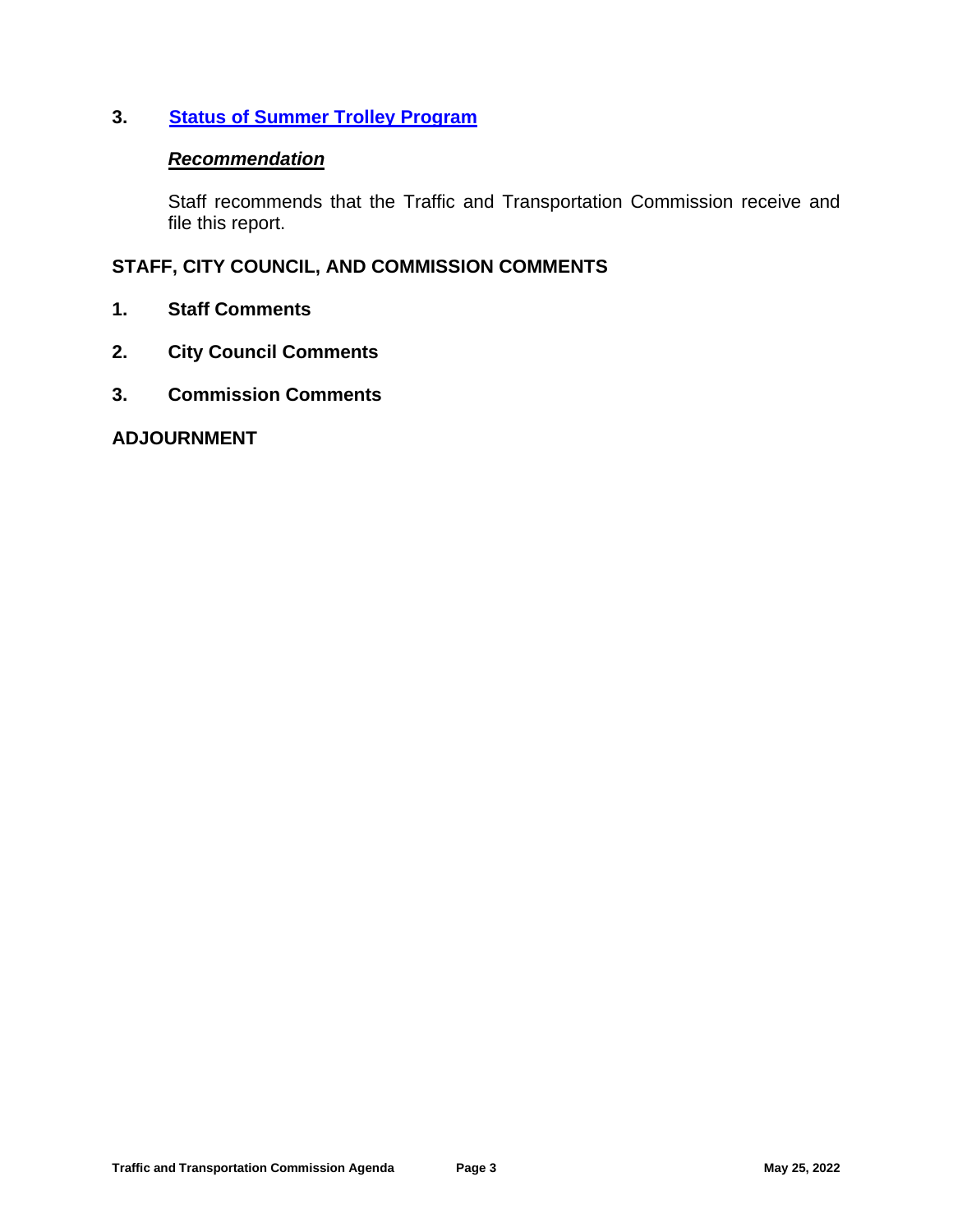3. **[Status of Summer Trolley Program]**

***Recommendation***

Staff recommends that the Traffic and Transportation Commission receive and file this report.

## STAFF, CITY COUNCIL, AND COMMISSION COMMENTS

1. **Staff Comments**
2. **City Council Comments**
3. **Commission Comments**

## ADJOURNMENT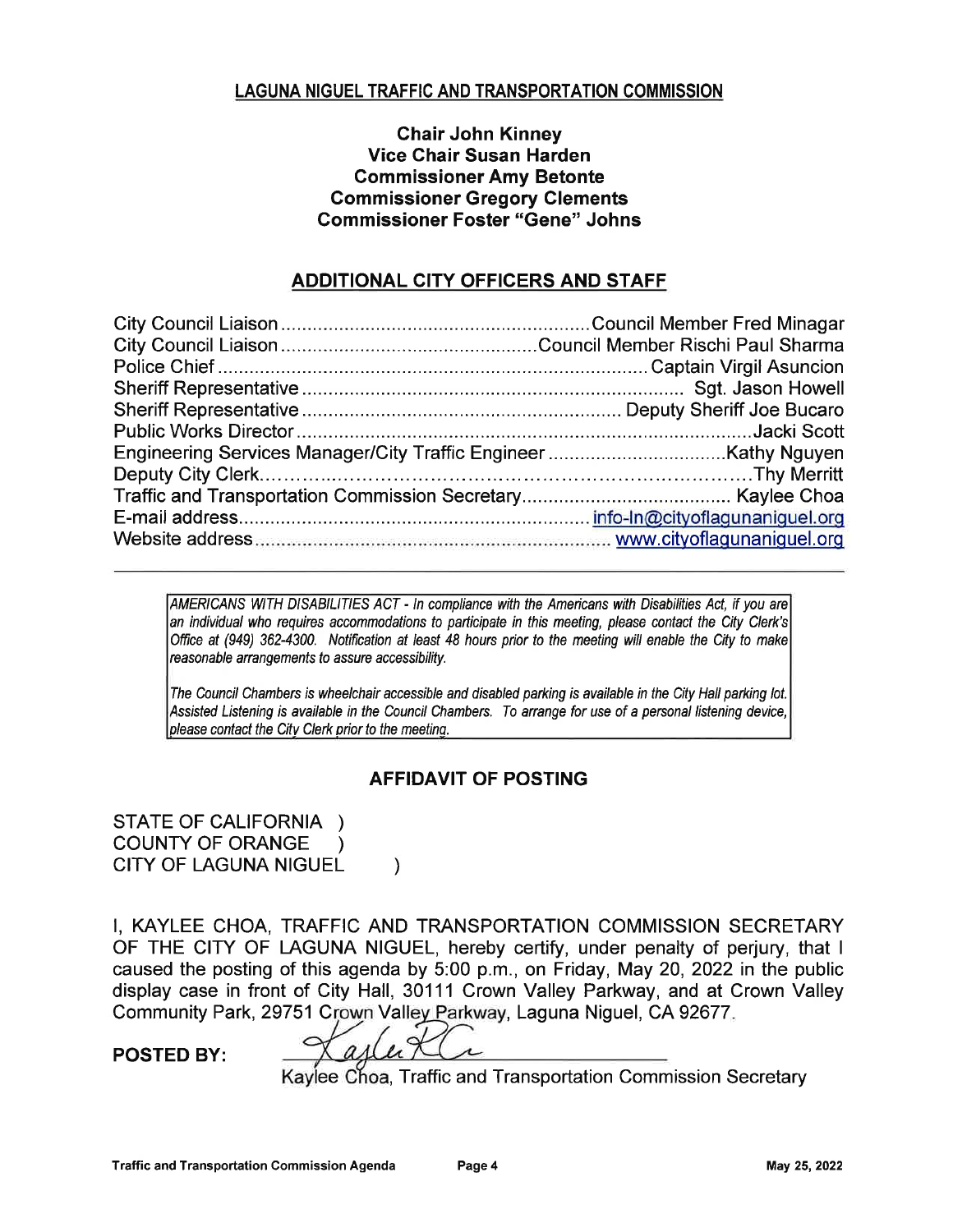## LAGUNA NIGUEL TRAFFIC AND TRANSPORTATION COMMISSION

**Chair John Kinney**
**Vice Chair Susan Harden**
**Commissioner Amy Betonte**
**Commissioner Gregory Clements**
**Commissioner Foster "Gene" Johns**

## ADDITIONAL CITY OFFICERS AND STAFF

| | |
|---|---|
| City Council Liaison | Council Member Fred Minagar |
| City Council Liaison | Council Member Rischi Paul Sharma |
| Police Chief | Captain Virgil Asuncion |
| Sheriff Representative | Sgt. Jason Howell |
| Sheriff Representative | Deputy Sheriff Joe Bucaro |
| Public Works Director | Jacki Scott |
| Engineering Services Manager/City Traffic Engineer | Kathy Nguyen |
| Deputy City Clerk | Thy Merritt |
| Traffic and Transportation Commission Secretary | Kaylee Choa |
| E-mail address | info-ln@cityoflagunaniguel.org |
| Website address | www.cityoflagunaniguel.org |

---

*AMERICANS WITH DISABILITIES ACT - In compliance with the Americans with Disabilities Act, if you are an individual who requires accommodations to participate in this meeting, please contact the City Clerk's Office at (949) 362-4300. Notification at least 48 hours prior to the meeting will enable the City to make reasonable arrangements to assure accessibility.*

*The Council Chambers is wheelchair accessible and disabled parking is available in the City Hall parking lot. Assisted Listening is available in the Council Chambers. To arrange for use of a personal listening device, please contact the City Clerk prior to the meeting.*

## AFFIDAVIT OF POSTING

STATE OF CALIFORNIA )
COUNTY OF ORANGE )
CITY OF LAGUNA NIGUEL )

I, KAYLEE CHOA, TRAFFIC AND TRANSPORTATION COMMISSION SECRETARY OF THE CITY OF LAGUNA NIGUEL, hereby certify, under penalty of perjury, that I caused the posting of this agenda by 5:00 p.m., on Friday, May 20, 2022 in the public display case in front of City Hall, 30111 Crown Valley Parkway, and at Crown Valley Community Park, 29751 Crown Valley Parkway, Laguna Niguel, CA 92677.

**POSTED BY:** ______________________________
Kaylee Choa, Traffic and Transportation Commission Secretary